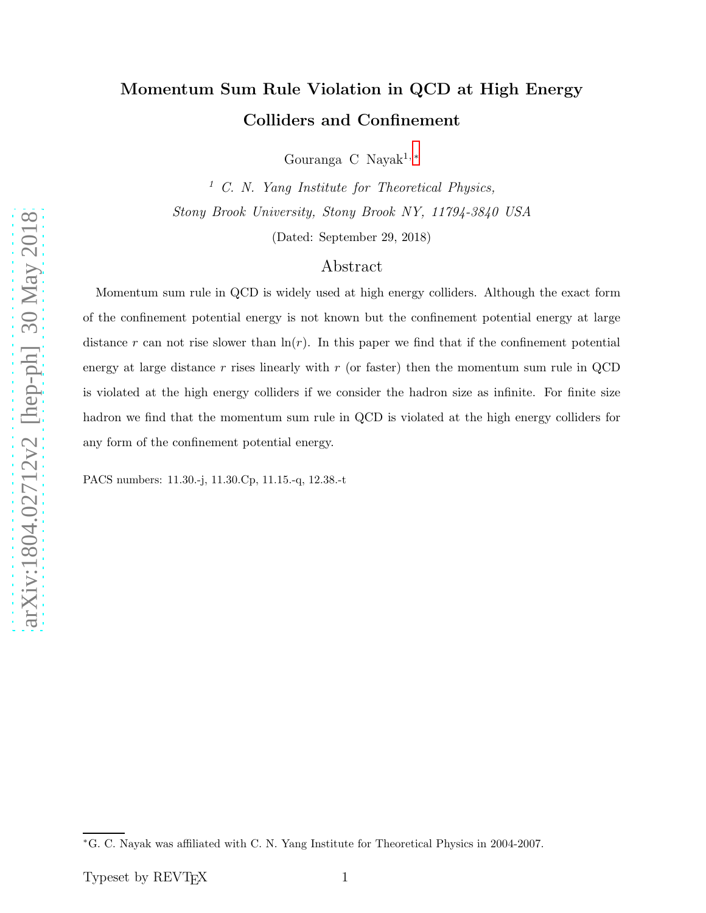# Momentum Sum Rule Violation in QCD at High Energy Colliders and Confinement

Gouranga C Nayak[1,*]

[1] *C. N. Yang Institute for Theoretical Physics, Stony Brook University, Stony Brook NY, 11794-3840 USA*

(Dated: September 29, 2018)

## Abstract

Momentum sum rule in QCD is widely used at high energy colliders. Although the exact form of the confinement potential energy is not known but the confinement potential energy at large distance $r$ can not rise slower than $\ln(r)$. In this paper we find that if the confinement potential energy at large distance $r$ rises linearly with $r$ (or faster) then the momentum sum rule in QCD is violated at the high energy colliders if we consider the hadron size as infinite. For finite size hadron we find that the momentum sum rule in QCD is violated at the high energy colliders for any form of the confinement potential energy.

PACS numbers: 11.30.-j, 11.30.Cp, 11.15.-q, 12.38.-t

[*] G. C. Nayak was affiliated with C. N. Yang Institute for Theoretical Physics in 2004-2007.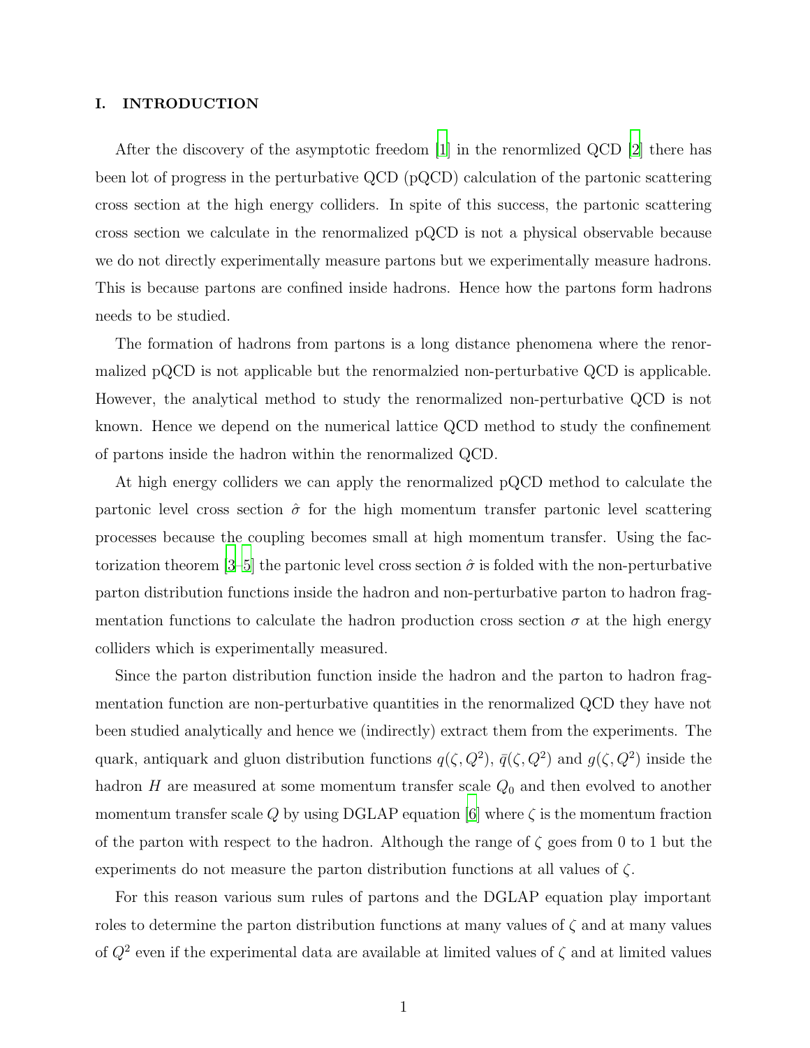## I. INTRODUCTION

After the discovery of the asymptotic freedom [1] in the renormlized QCD [2] there has been lot of progress in the perturbative QCD (pQCD) calculation of the partonic scattering cross section at the high energy colliders. In spite of this success, the partonic scattering cross section we calculate in the renormalized pQCD is not a physical observable because we do not directly experimentally measure partons but we experimentally measure hadrons. This is because partons are confined inside hadrons. Hence how the partons form hadrons needs to be studied.

The formation of hadrons from partons is a long distance phenomena where the renormalized pQCD is not applicable but the renormalzied non-perturbative QCD is applicable. However, the analytical method to study the renormalized non-perturbative QCD is not known. Hence we depend on the numerical lattice QCD method to study the confinement of partons inside the hadron within the renormalized QCD.

At high energy colliders we can apply the renormalized pQCD method to calculate the partonic level cross section $\hat{\sigma}$ for the high momentum transfer partonic level scattering processes because the coupling becomes small at high momentum transfer. Using the factorization theorem [3–5] the partonic level cross section $\hat{\sigma}$ is folded with the non-perturbative parton distribution functions inside the hadron and non-perturbative parton to hadron fragmentation functions to calculate the hadron production cross section $\sigma$ at the high energy colliders which is experimentally measured.

Since the parton distribution function inside the hadron and the parton to hadron fragmentation function are non-perturbative quantities in the renormalized QCD they have not been studied analytically and hence we (indirectly) extract them from the experiments. The quark, antiquark and gluon distribution functions $q(\zeta, Q^2)$, $\bar{q}(\zeta, Q^2)$ and $g(\zeta, Q^2)$ inside the hadron $H$ are measured at some momentum transfer scale $Q_0$ and then evolved to another momentum transfer scale $Q$ by using DGLAP equation [6] where $\zeta$ is the momentum fraction of the parton with respect to the hadron. Although the range of $\zeta$ goes from 0 to 1 but the experiments do not measure the parton distribution functions at all values of $\zeta$.

For this reason various sum rules of partons and the DGLAP equation play important roles to determine the parton distribution functions at many values of $\zeta$ and at many values of $Q^2$ even if the experimental data are available at limited values of $\zeta$ and at limited values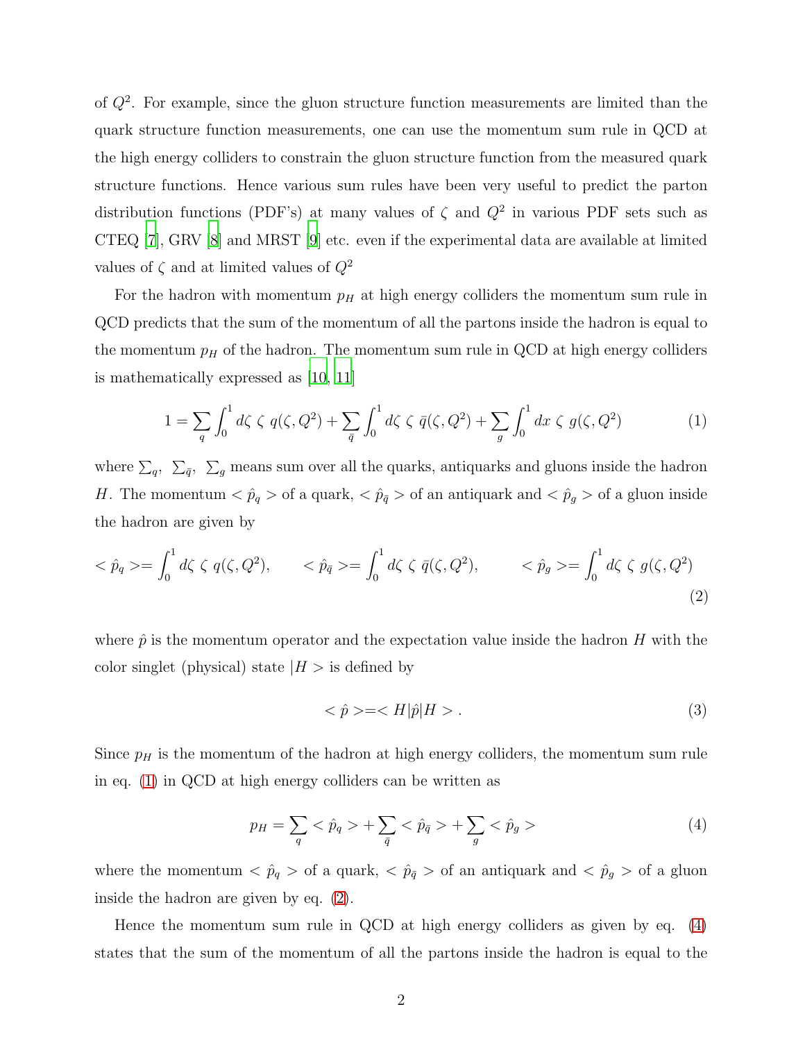of $Q^2$. For example, since the gluon structure function measurements are limited than the quark structure function measurements, one can use the momentum sum rule in QCD at the high energy colliders to constrain the gluon structure function from the measured quark structure functions. Hence various sum rules have been very useful to predict the parton distribution functions (PDF's) at many values of $\zeta$ and $Q^2$ in various PDF sets such as CTEQ [7], GRV [8] and MRST [9] etc. even if the experimental data are available at limited values of $\zeta$ and at limited values of $Q^2$

For the hadron with momentum $p_H$ at high energy colliders the momentum sum rule in QCD predicts that the sum of the momentum of all the partons inside the hadron is equal to the momentum $p_H$ of the hadron. The momentum sum rule in QCD at high energy colliders is mathematically expressed as [10, 11]

$$1 = \sum_q \int_0^1 d\zeta \ \zeta \ q(\zeta, Q^2) + \sum_{\bar{q}} \int_0^1 d\zeta \ \zeta \ \bar{q}(\zeta, Q^2) + \sum_g \int_0^1 dx \ \zeta \ g(\zeta, Q^2) \tag{1}$$

where $\sum_q$, $\sum_{\bar{q}}$, $\sum_g$ means sum over all the quarks, antiquarks and gluons inside the hadron $H$. The momentum $< \hat{p}_q >$ of a quark, $< \hat{p}_{\bar{q}} >$ of an antiquark and $< \hat{p}_g >$ of a gluon inside the hadron are given by

$$< \hat{p}_q > = \int_0^1 d\zeta \ \zeta \ q(\zeta, Q^2), \qquad < \hat{p}_{\bar{q}} > = \int_0^1 d\zeta \ \zeta \ \bar{q}(\zeta, Q^2), \qquad < \hat{p}_g > = \int_0^1 d\zeta \ \zeta \ g(\zeta, Q^2) \tag{2}$$

where $\hat{p}$ is the momentum operator and the expectation value inside the hadron $H$ with the color singlet (physical) state $|H>$ is defined by

$$< \hat{p} > = < H|\hat{p}|H > . \tag{3}$$

Since $p_H$ is the momentum of the hadron at high energy colliders, the momentum sum rule in eq. (1) in QCD at high energy colliders can be written as

$$p_H = \sum_q < \hat{p}_q > + \sum_{\bar{q}} < \hat{p}_{\bar{q}} > + \sum_g < \hat{p}_g > \tag{4}$$

where the momentum $< \hat{p}_q >$ of a quark, $< \hat{p}_{\bar{q}} >$ of an antiquark and $< \hat{p}_g >$ of a gluon inside the hadron are given by eq. (2).

Hence the momentum sum rule in QCD at high energy colliders as given by eq. (4) states that the sum of the momentum of all the partons inside the hadron is equal to the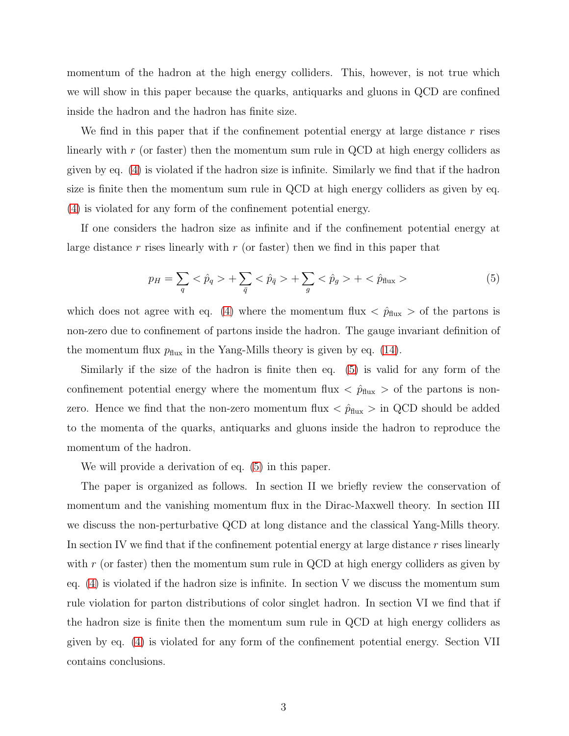momentum of the hadron at the high energy colliders. This, however, is not true which we will show in this paper because the quarks, antiquarks and gluons in QCD are confined inside the hadron and the hadron has finite size.

We find in this paper that if the confinement potential energy at large distance $r$ rises linearly with $r$ (or faster) then the momentum sum rule in QCD at high energy colliders as given by eq. (4) is violated if the hadron size is infinite. Similarly we find that if the hadron size is finite then the momentum sum rule in QCD at high energy colliders as given by eq. (4) is violated for any form of the confinement potential energy.

If one considers the hadron size as infinite and if the confinement potential energy at large distance $r$ rises linearly with $r$ (or faster) then we find in this paper that

$$p_H = \sum_q < \hat{p}_q > + \sum_{\bar{q}} < \hat{p}_{\bar{q}} > + \sum_g < \hat{p}_g > + < \hat{p}_{\rm flux} > \tag{5}$$

which does not agree with eq. (4) where the momentum flux $< \hat{p}_{\rm flux} >$ of the partons is non-zero due to confinement of partons inside the hadron. The gauge invariant definition of the momentum flux $p_{\rm flux}$ in the Yang-Mills theory is given by eq. (14).

Similarly if the size of the hadron is finite then eq. (5) is valid for any form of the confinement potential energy where the momentum flux $< \hat{p}_{\rm flux} >$ of the partons is non-zero. Hence we find that the non-zero momentum flux $< \hat{p}_{\rm flux} >$ in QCD should be added to the momenta of the quarks, antiquarks and gluons inside the hadron to reproduce the momentum of the hadron.

We will provide a derivation of eq. (5) in this paper.

The paper is organized as follows. In section II we briefly review the conservation of momentum and the vanishing momentum flux in the Dirac-Maxwell theory. In section III we discuss the non-perturbative QCD at long distance and the classical Yang-Mills theory. In section IV we find that if the confinement potential energy at large distance $r$ rises linearly with $r$ (or faster) then the momentum sum rule in QCD at high energy colliders as given by eq. (4) is violated if the hadron size is infinite. In section V we discuss the momentum sum rule violation for parton distributions of color singlet hadron. In section VI we find that if the hadron size is finite then the momentum sum rule in QCD at high energy colliders as given by eq. (4) is violated for any form of the confinement potential energy. Section VII contains conclusions.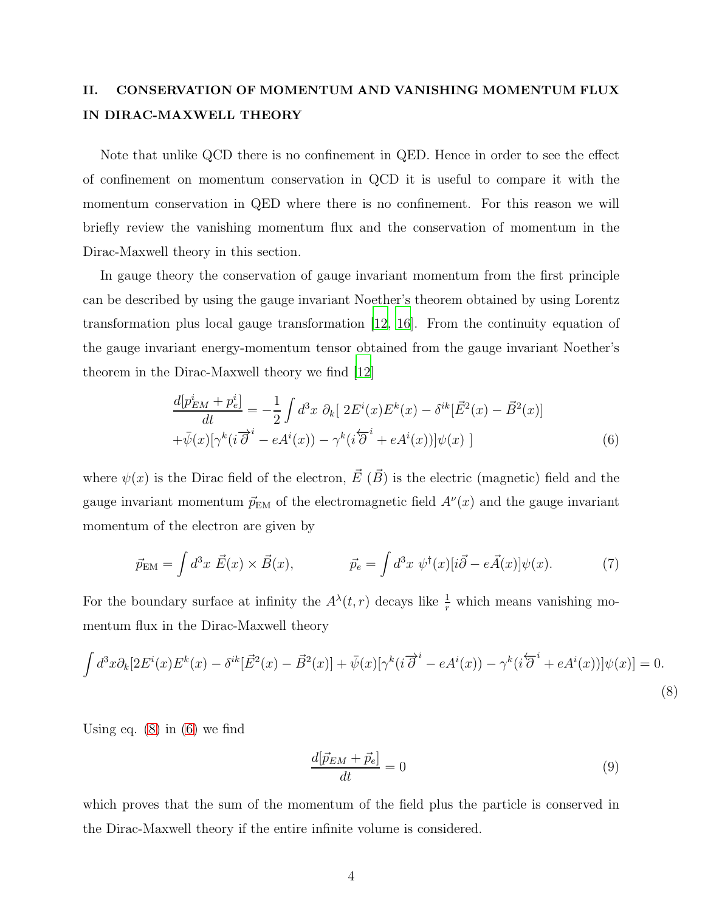## II. CONSERVATION OF MOMENTUM AND VANISHING MOMENTUM FLUX IN DIRAC-MAXWELL THEORY

Note that unlike QCD there is no confinement in QED. Hence in order to see the effect of confinement on momentum conservation in QCD it is useful to compare it with the momentum conservation in QED where there is no confinement. For this reason we will briefly review the vanishing momentum flux and the conservation of momentum in the Dirac-Maxwell theory in this section.

In gauge theory the conservation of gauge invariant momentum from the first principle can be described by using the gauge invariant Noether's theorem obtained by using Lorentz transformation plus local gauge transformation [12, 16]. From the continuity equation of the gauge invariant energy-momentum tensor obtained from the gauge invariant Noether's theorem in the Dirac-Maxwell theory we find [12]

$$\frac{d[p^i_{EM}+p^i_e]}{dt} = -\frac{1}{2}\int d^3x\ \partial_k[\ 2E^i(x)E^k(x) - \delta^{ik}[\vec{E}^2(x)-\vec{B}^2(x)] \\ +\bar{\psi}(x)[\gamma^k(i\overrightarrow{\partial}^i - eA^i(x)) - \gamma^k(i\overleftarrow{\partial}^i + eA^i(x))]\psi(x)\ ] \tag{6}$$

where $\psi(x)$ is the Dirac field of the electron, $\vec{E}$ ($\vec{B}$) is the electric (magnetic) field and the gauge invariant momentum $\vec{p}_{\rm EM}$ of the electromagnetic field $A^\nu(x)$ and the gauge invariant momentum of the electron are given by

$$\vec{p}_{\rm EM} = \int d^3x\ \vec{E}(x)\times\vec{B}(x), \qquad\qquad \vec{p}_e = \int d^3x\ \psi^\dagger(x)[i\vec{\partial} - e\vec{A}(x)]\psi(x). \tag{7}$$

For the boundary surface at infinity the $A^\lambda(t,r)$ decays like $\frac{1}{r}$ which means vanishing momentum flux in the Dirac-Maxwell theory

$$\int d^3x\partial_k[2E^i(x)E^k(x) - \delta^{ik}[\vec{E}^2(x)-\vec{B}^2(x)] + \bar{\psi}(x)[\gamma^k(i\overrightarrow{\partial}^i - eA^i(x)) - \gamma^k(i\overleftarrow{\partial}^i + eA^i(x))]\psi(x)] = 0. \tag{8}$$

Using eq. (8) in (6) we find

$$\frac{d[\vec{p}_{EM}+\vec{p}_e]}{dt} = 0 \tag{9}$$

which proves that the sum of the momentum of the field plus the particle is conserved in the Dirac-Maxwell theory if the entire infinite volume is considered.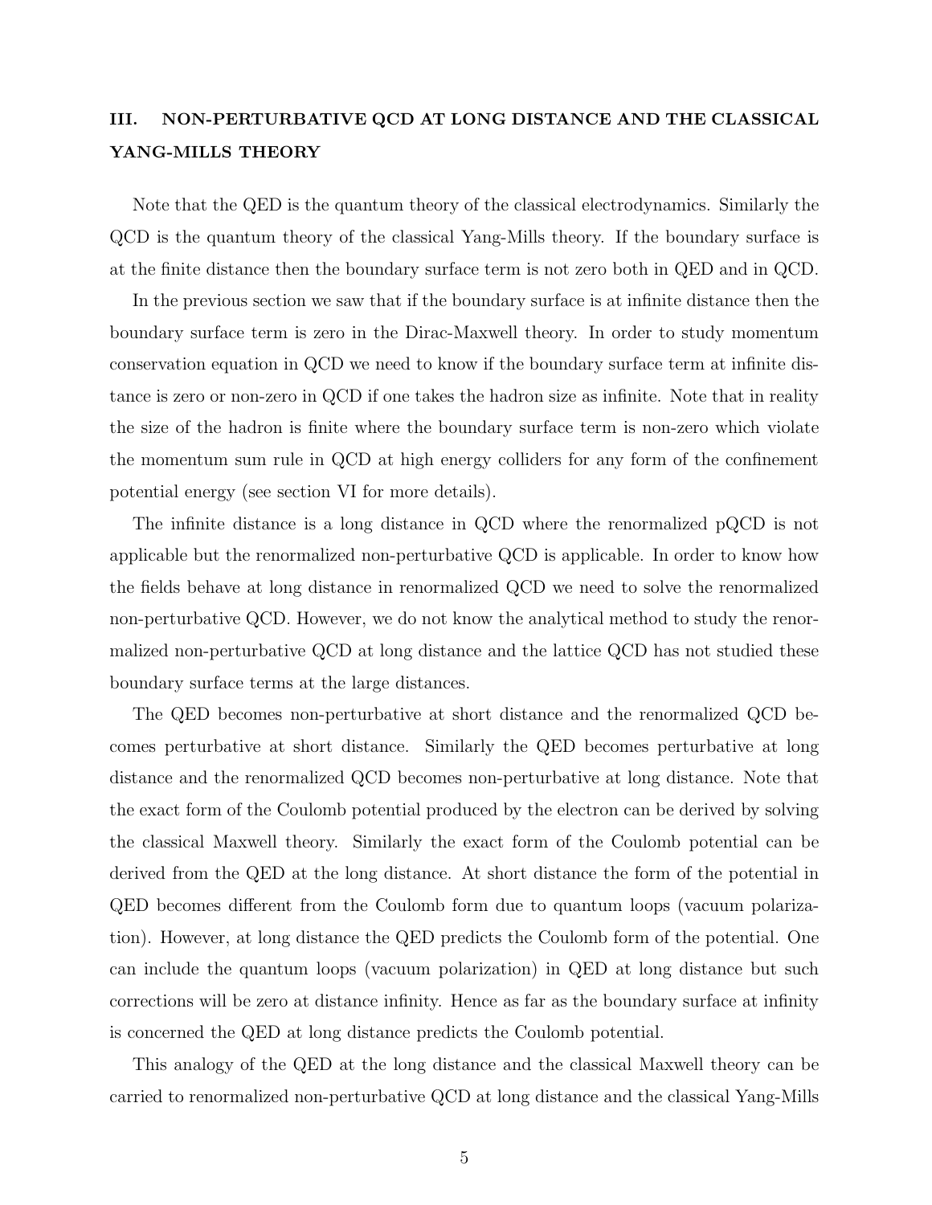## III. NON-PERTURBATIVE QCD AT LONG DISTANCE AND THE CLASSICAL YANG-MILLS THEORY

Note that the QED is the quantum theory of the classical electrodynamics. Similarly the QCD is the quantum theory of the classical Yang-Mills theory. If the boundary surface is at the finite distance then the boundary surface term is not zero both in QED and in QCD.

In the previous section we saw that if the boundary surface is at infinite distance then the boundary surface term is zero in the Dirac-Maxwell theory. In order to study momentum conservation equation in QCD we need to know if the boundary surface term at infinite distance is zero or non-zero in QCD if one takes the hadron size as infinite. Note that in reality the size of the hadron is finite where the boundary surface term is non-zero which violate the momentum sum rule in QCD at high energy colliders for any form of the confinement potential energy (see section VI for more details).

The infinite distance is a long distance in QCD where the renormalized pQCD is not applicable but the renormalized non-perturbative QCD is applicable. In order to know how the fields behave at long distance in renormalized QCD we need to solve the renormalized non-perturbative QCD. However, we do not know the analytical method to study the renormalized non-perturbative QCD at long distance and the lattice QCD has not studied these boundary surface terms at the large distances.

The QED becomes non-perturbative at short distance and the renormalized QCD becomes perturbative at short distance. Similarly the QED becomes perturbative at long distance and the renormalized QCD becomes non-perturbative at long distance. Note that the exact form of the Coulomb potential produced by the electron can be derived by solving the classical Maxwell theory. Similarly the exact form of the Coulomb potential can be derived from the QED at the long distance. At short distance the form of the potential in QED becomes different from the Coulomb form due to quantum loops (vacuum polarization). However, at long distance the QED predicts the Coulomb form of the potential. One can include the quantum loops (vacuum polarization) in QED at long distance but such corrections will be zero at distance infinity. Hence as far as the boundary surface at infinity is concerned the QED at long distance predicts the Coulomb potential.

This analogy of the QED at the long distance and the classical Maxwell theory can be carried to renormalized non-perturbative QCD at long distance and the classical Yang-Mills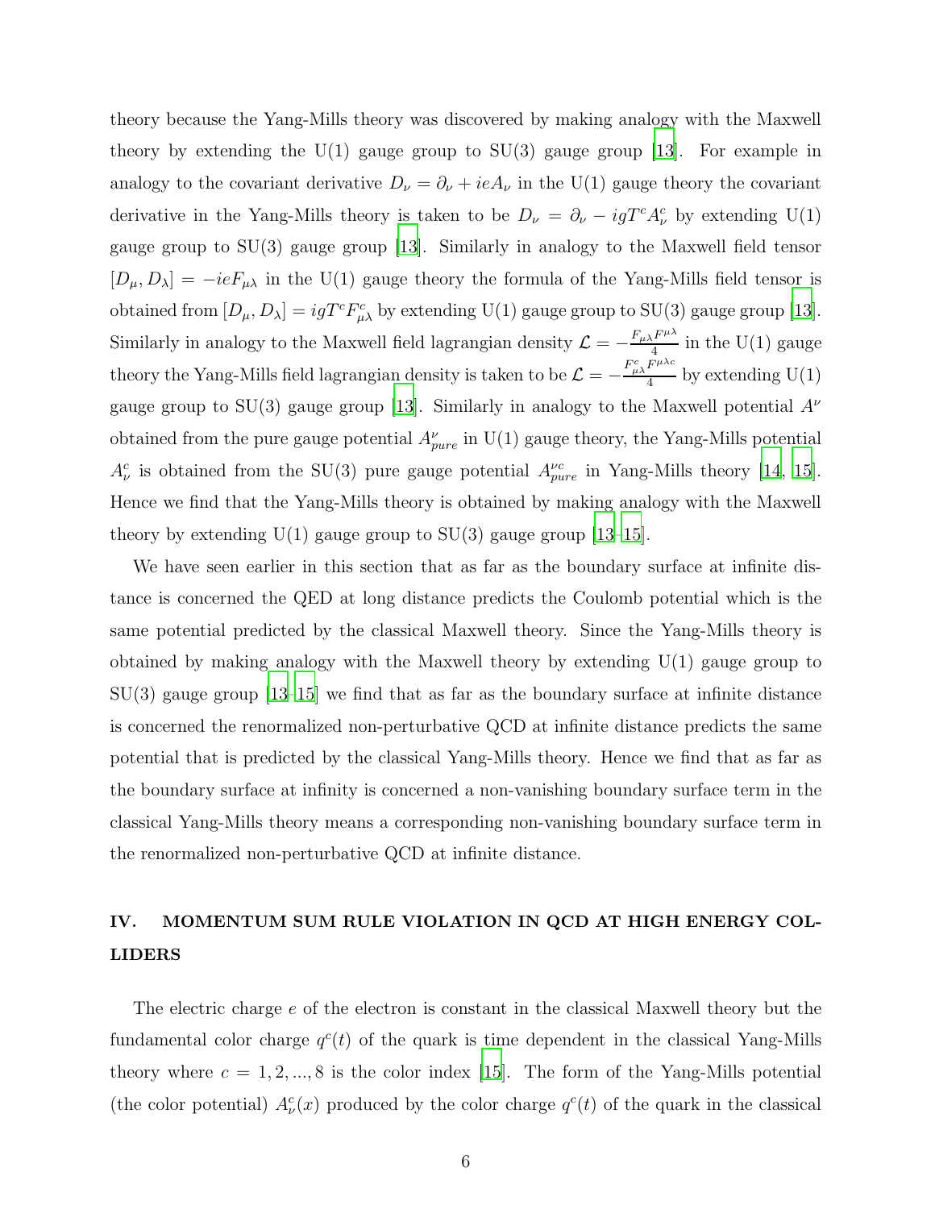theory because the Yang-Mills theory was discovered by making analogy with the Maxwell theory by extending the U(1) gauge group to SU(3) gauge group [13]. For example in analogy to the covariant derivative $D_\nu = \partial_\nu + ieA_\nu$ in the U(1) gauge theory the covariant derivative in the Yang-Mills theory is taken to be $D_\nu = \partial_\nu - igT^cA^c_\nu$ by extending U(1) gauge group to SU(3) gauge group [13]. Similarly in analogy to the Maxwell field tensor $[D_\mu, D_\lambda] = -ieF_{\mu\lambda}$ in the U(1) gauge theory the formula of the Yang-Mills field tensor is obtained from $[D_\mu, D_\lambda] = igT^cF^c_{\mu\lambda}$ by extending U(1) gauge group to SU(3) gauge group [13]. Similarly in analogy to the Maxwell field lagrangian density $\mathcal{L} = -\frac{F_{\mu\lambda}F^{\mu\lambda}}{4}$ in the U(1) gauge theory the Yang-Mills field lagrangian density is taken to be $\mathcal{L} = -\frac{F^c_{\mu\lambda}F^{\mu\lambda c}}{4}$ by extending U(1) gauge group to SU(3) gauge group [13]. Similarly in analogy to the Maxwell potential $A^\nu$ obtained from the pure gauge potential $A^\nu_{pure}$ in U(1) gauge theory, the Yang-Mills potential $A^c_\nu$ is obtained from the SU(3) pure gauge potential $A^{\nu c}_{pure}$ in Yang-Mills theory [14, 15]. Hence we find that the Yang-Mills theory is obtained by making analogy with the Maxwell theory by extending U(1) gauge group to SU(3) gauge group [13–15].

We have seen earlier in this section that as far as the boundary surface at infinite distance is concerned the QED at long distance predicts the Coulomb potential which is the same potential predicted by the classical Maxwell theory. Since the Yang-Mills theory is obtained by making analogy with the Maxwell theory by extending U(1) gauge group to SU(3) gauge group [13–15] we find that as far as the boundary surface at infinite distance is concerned the renormalized non-perturbative QCD at infinite distance predicts the same potential that is predicted by the classical Yang-Mills theory. Hence we find that as far as the boundary surface at infinity is concerned a non-vanishing boundary surface term in the classical Yang-Mills theory means a corresponding non-vanishing boundary surface term in the renormalized non-perturbative QCD at infinite distance.

## IV. MOMENTUM SUM RULE VIOLATION IN QCD AT HIGH ENERGY COLLIDERS

The electric charge $e$ of the electron is constant in the classical Maxwell theory but the fundamental color charge $q^c(t)$ of the quark is time dependent in the classical Yang-Mills theory where $c = 1, 2, ..., 8$ is the color index [15]. The form of the Yang-Mills potential (the color potential) $A^c_\nu(x)$ produced by the color charge $q^c(t)$ of the quark in the classical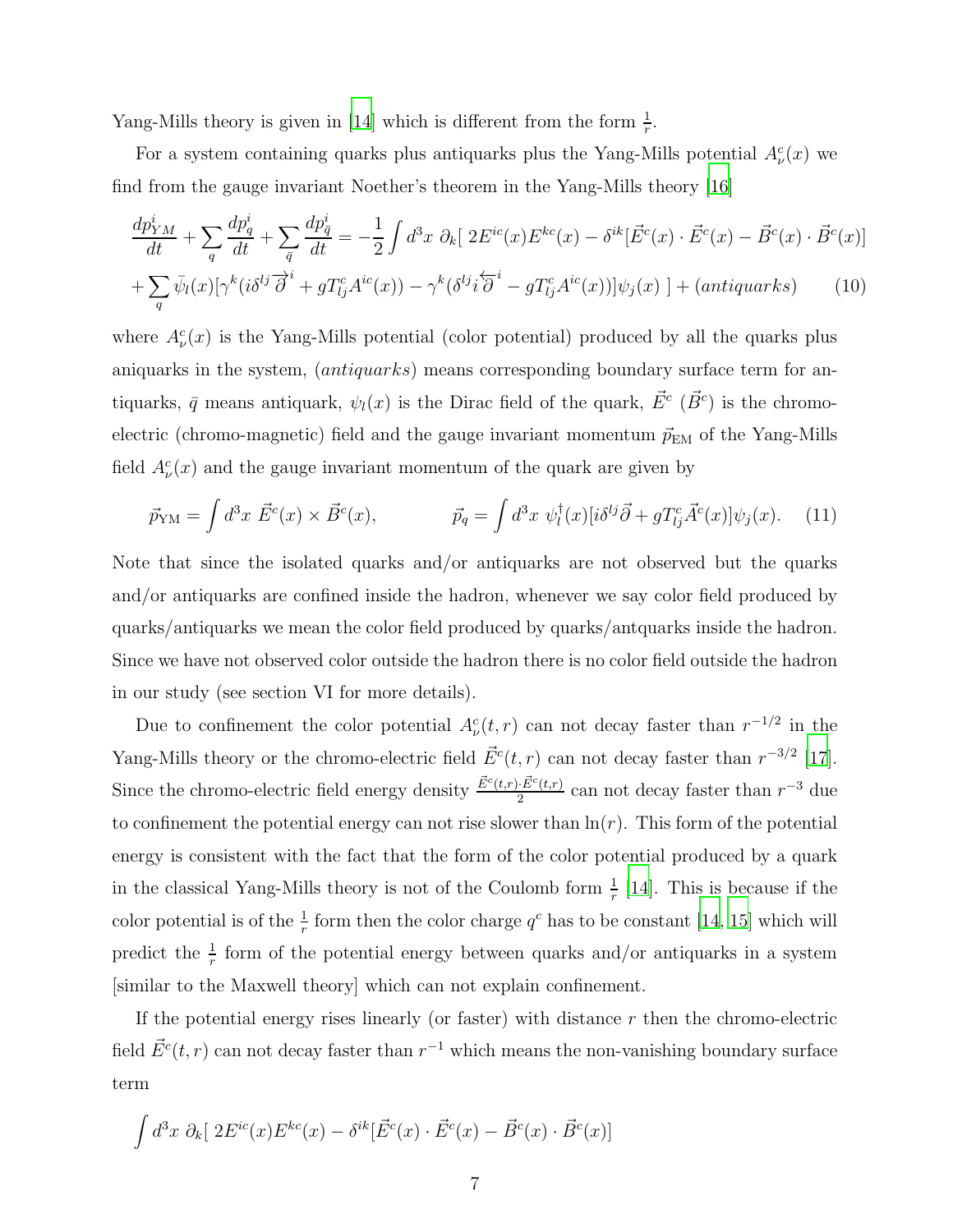Yang-Mills theory is given in [14] which is different from the form $\frac{1}{r}$.

For a system containing quarks plus antiquarks plus the Yang-Mills potential $A_\nu^c(x)$ we find from the gauge invariant Noether's theorem in the Yang-Mills theory [16]

$$
\frac{dp^i_{YM}}{dt} + \sum_q \frac{dp^i_q}{dt} + \sum_{\bar{q}} \frac{dp^i_{\bar{q}}}{dt} = -\frac{1}{2}\int d^3x\ \partial_k[\ 2E^{ic}(x)E^{kc}(x) - \delta^{ik}[\vec{E}^c(x)\cdot\vec{E}^c(x) - \vec{B}^c(x)\cdot\vec{B}^c(x)]
$$
$$
+\sum_q \bar{\psi}_l(x)[\gamma^k(i\delta^{lj}\overrightarrow{\partial}^i + gT^c_{lj}A^{ic}(x)) - \gamma^k(\delta^{lj}i\overleftarrow{\partial}^i - gT^c_{lj}A^{ic}(x))]\psi_j(x)\ ] + (antiquarks) \qquad (10)
$$

where $A_\nu^c(x)$ is the Yang-Mills potential (color potential) produced by all the quarks plus aniquarks in the system, $(antiquarks)$ means corresponding boundary surface term for antiquarks, $\bar{q}$ means antiquark, $\psi_l(x)$ is the Dirac field of the quark, $\vec{E}^c$ ($\vec{B}^c$) is the chromo-electric (chromo-magnetic) field and the gauge invariant momentum $\vec{p}_{\rm EM}$ of the Yang-Mills field $A_\nu^c(x)$ and the gauge invariant momentum of the quark are given by

$$
\vec{p}_{\rm YM} = \int d^3x\ \vec{E}^c(x)\times\vec{B}^c(x), \qquad\qquad \vec{p}_q = \int d^3x\ \psi_l^\dagger(x)[i\delta^{lj}\vec{\partial} + gT^c_{lj}\vec{A}^c(x)]\psi_j(x). \qquad (11)
$$

Note that since the isolated quarks and/or antiquarks are not observed but the quarks and/or antiquarks are confined inside the hadron, whenever we say color field produced by quarks/antiquarks we mean the color field produced by quarks/antquarks inside the hadron. Since we have not observed color outside the hadron there is no color field outside the hadron in our study (see section VI for more details).

Due to confinement the color potential $A_\nu^c(t,r)$ can not decay faster than $r^{-1/2}$ in the Yang-Mills theory or the chromo-electric field $\vec{E}^c(t,r)$ can not decay faster than $r^{-3/2}$ [17]. Since the chromo-electric field energy density $\frac{\vec{E}^c(t,r)\cdot\vec{E}^c(t,r)}{2}$ can not decay faster than $r^{-3}$ due to confinement the potential energy can not rise slower than $\ln(r)$. This form of the potential energy is consistent with the fact that the form of the color potential produced by a quark in the classical Yang-Mills theory is not of the Coulomb form $\frac{1}{r}$ [14]. This is because if the color potential is of the $\frac{1}{r}$ form then the color charge $q^c$ has to be constant [14, 15] which will predict the $\frac{1}{r}$ form of the potential energy between quarks and/or antiquarks in a system [similar to the Maxwell theory] which can not explain confinement.

If the potential energy rises linearly (or faster) with distance $r$ then the chromo-electric field $\vec{E}^c(t,r)$ can not decay faster than $r^{-1}$ which means the non-vanishing boundary surface term

$$
\int d^3x\ \partial_k[\ 2E^{ic}(x)E^{kc}(x) - \delta^{ik}[\vec{E}^c(x)\cdot\vec{E}^c(x) - \vec{B}^c(x)\cdot\vec{B}^c(x)]
$$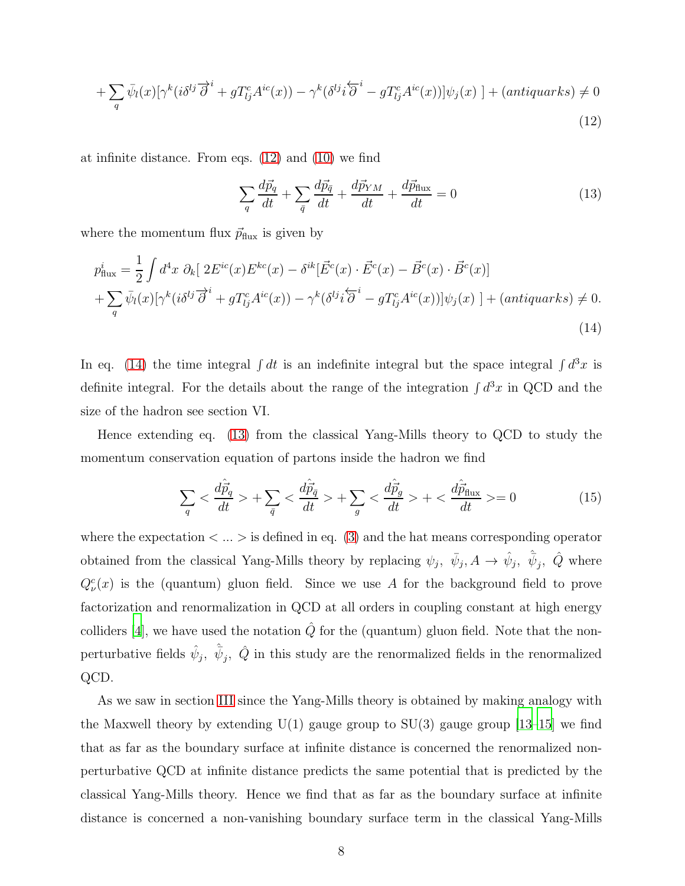$$+\sum_q \bar{\psi}_l(x)[\gamma^k(i\delta^{lj}\overrightarrow{\partial}^i + gT^c_{lj}A^{ic}(x)) - \gamma^k(\delta^{lj}i\overleftarrow{\partial}^i - gT^c_{lj}A^{ic}(x))]\psi_j(x)\ ] + (antiquarks) \neq 0 \tag{12}$$

at infinite distance. From eqs. (12) and (10) we find

$$\sum_q \frac{d\vec{p}_q}{dt} + \sum_{\bar{q}} \frac{d\vec{p}_{\bar{q}}}{dt} + \frac{d\vec{p}_{YM}}{dt} + \frac{d\vec{p}_{\rm flux}}{dt} = 0 \tag{13}$$

where the momentum flux $\vec{p}_{\rm flux}$ is given by

$$p^i_{\rm flux} = \frac{1}{2}\int d^4x\ \partial_k[\ 2E^{ic}(x)E^{kc}(x) - \delta^{ik}[\vec{E}^c(x)\cdot\vec{E}^c(x) - \vec{B}^c(x)\cdot\vec{B}^c(x)]$$
$$+\sum_q \bar{\psi}_l(x)[\gamma^k(i\delta^{lj}\overrightarrow{\partial}^i + gT^c_{lj}A^{ic}(x)) - \gamma^k(\delta^{lj}i\overleftarrow{\partial}^i - gT^c_{lj}A^{ic}(x))]\psi_j(x)\ ] + (antiquarks) \neq 0. \tag{14}$$

In eq. (14) the time integral $\int dt$ is an indefinite integral but the space integral $\int d^3x$ is definite integral. For the details about the range of the integration $\int d^3x$ in QCD and the size of the hadron see section VI.

Hence extending eq. (13) from the classical Yang-Mills theory to QCD to study the momentum conservation equation of partons inside the hadron we find

$$\sum_q < \frac{d\hat{\vec{p}}_q}{dt} > + \sum_{\bar{q}} < \frac{d\hat{\vec{p}}_{\bar{q}}}{dt} > + \sum_g < \frac{d\hat{\vec{p}}_g}{dt} > + < \frac{d\hat{\vec{p}}_{\rm flux}}{dt} >= 0 \tag{15}$$

where the expectation $< ... >$ is defined in eq. (3) and the hat means corresponding operator obtained from the classical Yang-Mills theory by replacing $\psi_j,\ \bar{\psi}_j, A \rightarrow \hat{\psi}_j,\ \hat{\bar{\psi}}_j,\ \hat{Q}$ where $Q^c_\nu(x)$ is the (quantum) gluon field. Since we use $A$ for the background field to prove factorization and renormalization in QCD at all orders in coupling constant at high energy colliders [4], we have used the notation $\hat{Q}$ for the (quantum) gluon field. Note that the non-perturbative fields $\hat{\psi}_j,\ \hat{\bar{\psi}}_j,\ \hat{Q}$ in this study are the renormalized fields in the renormalized QCD.

As we saw in section III since the Yang-Mills theory is obtained by making analogy with the Maxwell theory by extending U(1) gauge group to SU(3) gauge group [13–15] we find that as far as the boundary surface at infinite distance is concerned the renormalized non-perturbative QCD at infinite distance predicts the same potential that is predicted by the classical Yang-Mills theory. Hence we find that as far as the boundary surface at infinite distance is concerned a non-vanishing boundary surface term in the classical Yang-Mills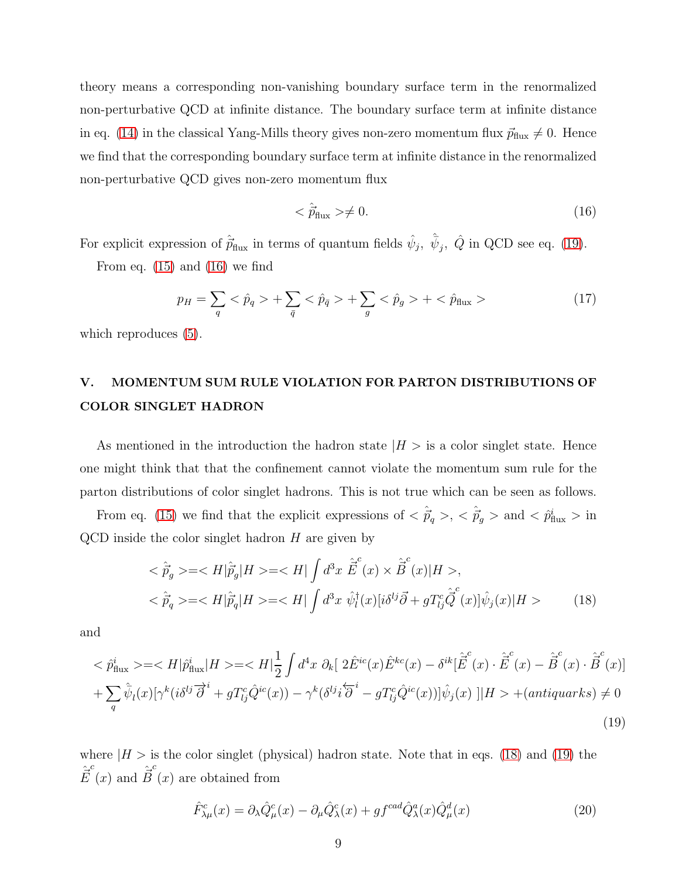theory means a corresponding non-vanishing boundary surface term in the renormalized non-perturbative QCD at infinite distance. The boundary surface term at infinite distance in eq. (14) in the classical Yang-Mills theory gives non-zero momentum flux $\vec{p}_{\rm flux} \neq 0$. Hence we find that the corresponding boundary surface term at infinite distance in the renormalized non-perturbative QCD gives non-zero momentum flux

$$< \hat{\vec{p}}_{\rm flux} > \neq 0. \tag{16}$$

For explicit expression of $\hat{\vec{p}}_{\rm flux}$ in terms of quantum fields $\hat{\psi}_j,\ \hat{\bar{\psi}}_j,\ \hat{Q}$ in QCD see eq. (19).

From eq. (15) and (16) we find

$$p_H = \sum_q < \hat{p}_q > + \sum_{\bar{q}} < \hat{p}_{\bar{q}} > + \sum_g < \hat{p}_g > + < \hat{p}_{\rm flux} > \tag{17}$$

which reproduces (5).

## V. MOMENTUM SUM RULE VIOLATION FOR PARTON DISTRIBUTIONS OF COLOR SINGLET HADRON

As mentioned in the introduction the hadron state $|H>$ is a color singlet state. Hence one might think that that the confinement cannot violate the momentum sum rule for the parton distributions of color singlet hadrons. This is not true which can be seen as follows.

From eq. (15) we find that the explicit expressions of $< \hat{\vec{p}}_q >$, $< \hat{\vec{p}}_g >$ and $< \hat{p}^i_{\rm flux} >$ in QCD inside the color singlet hadron $H$ are given by

$$\begin{aligned}
< \hat{\vec{p}}_g > &= < H|\hat{\vec{p}}_g|H > = < H| \int d^3x \ \hat{\vec{E}}^c(x) \times \hat{\vec{B}}^c(x)|H >, \\
< \hat{\vec{p}}_q > &= < H|\hat{\vec{p}}_q|H > = < H| \int d^3x \ \hat{\psi}_l^\dagger(x)[i\delta^{lj}\vec{\partial} + gT^c_{lj}\hat{\vec{Q}}^c(x)]\hat{\psi}_j(x)|H >
\end{aligned} \tag{18}$$

and

$$\begin{aligned}
< \hat{p}^i_{\rm flux} > = < H|\hat{p}^i_{\rm flux}|H > = < H|\frac{1}{2}\int d^4x \ \partial_k[\ 2\hat{E}^{ic}(x)\hat{E}^{kc}(x) - \delta^{ik}[\hat{\vec{E}}^c(x)\cdot\hat{\vec{E}}^c(x) - \hat{\vec{B}}^c(x)\cdot\hat{\vec{B}}^c(x)] \\
+ \sum_q \hat{\bar{\psi}}_l(x)[\gamma^k(i\delta^{lj}\overrightarrow{\partial}^i + gT^c_{lj}\hat{Q}^{ic}(x)) - \gamma^k(\delta^{lj}i\overleftarrow{\partial}^i - gT^c_{lj}\hat{Q}^{ic}(x))]\hat{\psi}_j(x)\ ]|H > + (antiquarks) \neq 0
\end{aligned} \tag{19}$$

where $|H>$ is the color singlet (physical) hadron state. Note that in eqs. (18) and (19) the $\hat{\vec{E}}^c(x)$ and $\hat{\vec{B}}^c(x)$ are obtained from

$$\hat{F}^c_{\lambda\mu}(x) = \partial_\lambda\hat{Q}^c_\mu(x) - \partial_\mu\hat{Q}^c_\lambda(x) + gf^{cad}\hat{Q}^a_\lambda(x)\hat{Q}^d_\mu(x) \tag{20}$$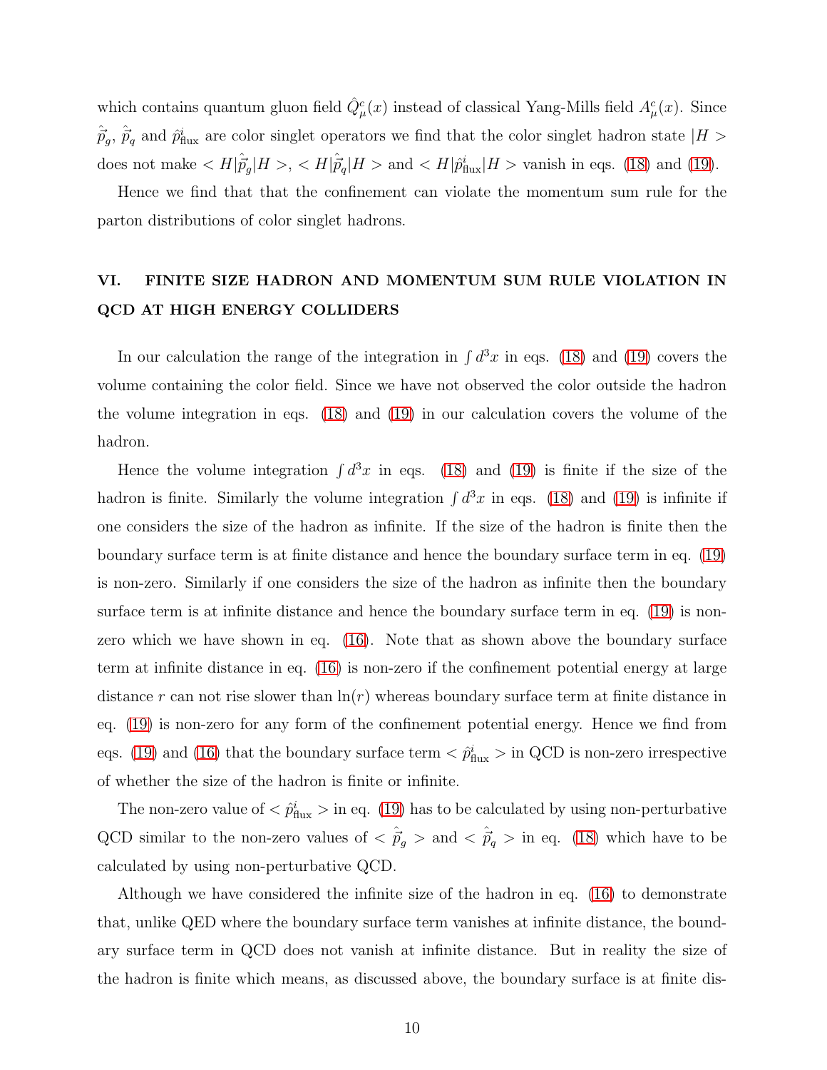which contains quantum gluon field $\hat{Q}^c_\mu(x)$ instead of classical Yang-Mills field $A^c_\mu(x)$. Since $\hat{\vec{p}}_g$, $\hat{\vec{p}}_q$ and $\hat{p}^i_{\rm flux}$ are color singlet operators we find that the color singlet hadron state $|H>$ does not make $<H|\hat{\vec{p}}_g|H>$, $<H|\hat{\vec{p}}_q|H>$ and $<H|\hat{p}^i_{\rm flux}|H>$ vanish in eqs. (18) and (19).

Hence we find that that the confinement can violate the momentum sum rule for the parton distributions of color singlet hadrons.

## VI. FINITE SIZE HADRON AND MOMENTUM SUM RULE VIOLATION IN QCD AT HIGH ENERGY COLLIDERS

In our calculation the range of the integration in $\int d^3x$ in eqs. (18) and (19) covers the volume containing the color field. Since we have not observed the color outside the hadron the volume integration in eqs. (18) and (19) in our calculation covers the volume of the hadron.

Hence the volume integration $\int d^3x$ in eqs. (18) and (19) is finite if the size of the hadron is finite. Similarly the volume integration $\int d^3x$ in eqs. (18) and (19) is infinite if one considers the size of the hadron as infinite. If the size of the hadron is finite then the boundary surface term is at finite distance and hence the boundary surface term in eq. (19) is non-zero. Similarly if one considers the size of the hadron as infinite then the boundary surface term is at infinite distance and hence the boundary surface term in eq. (19) is non-zero which we have shown in eq. (16). Note that as shown above the boundary surface term at infinite distance in eq. (16) is non-zero if the confinement potential energy at large distance $r$ can not rise slower than $\ln(r)$ whereas boundary surface term at finite distance in eq. (19) is non-zero for any form of the confinement potential energy. Hence we find from eqs. (19) and (16) that the boundary surface term $<\hat{p}^i_{\rm flux}>$ in QCD is non-zero irrespective of whether the size of the hadron is finite or infinite.

The non-zero value of $<\hat{p}^i_{\rm flux}>$ in eq. (19) has to be calculated by using non-perturbative QCD similar to the non-zero values of $<\hat{\vec{p}}_g>$ and $<\hat{\vec{p}}_q>$ in eq. (18) which have to be calculated by using non-perturbative QCD.

Although we have considered the infinite size of the hadron in eq. (16) to demonstrate that, unlike QED where the boundary surface term vanishes at infinite distance, the boundary surface term in QCD does not vanish at infinite distance. But in reality the size of the hadron is finite which means, as discussed above, the boundary surface is at finite dis-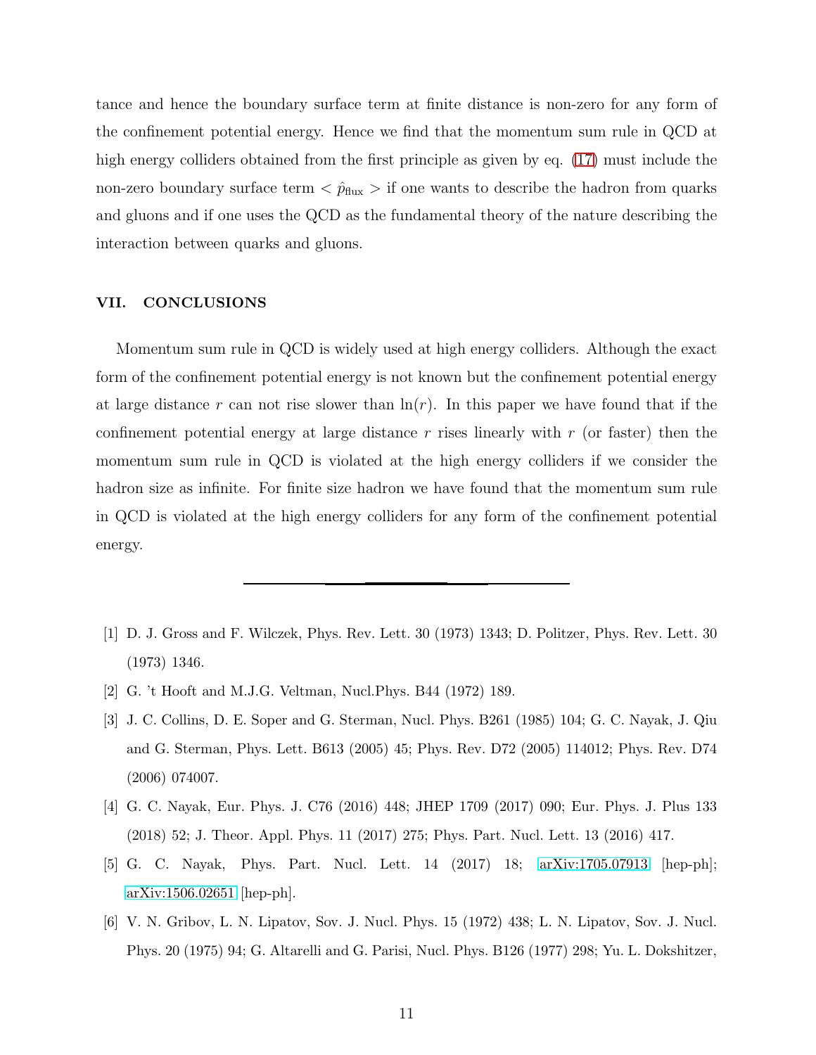tance and hence the boundary surface term at finite distance is non-zero for any form of the confinement potential energy. Hence we find that the momentum sum rule in QCD at high energy colliders obtained from the first principle as given by eq. (17) must include the non-zero boundary surface term $<\hat{p}_{\rm flux}>$ if one wants to describe the hadron from quarks and gluons and if one uses the QCD as the fundamental theory of the nature describing the interaction between quarks and gluons.

## VII. CONCLUSIONS

Momentum sum rule in QCD is widely used at high energy colliders. Although the exact form of the confinement potential energy is not known but the confinement potential energy at large distance $r$ can not rise slower than $\ln(r)$. In this paper we have found that if the confinement potential energy at large distance $r$ rises linearly with $r$ (or faster) then the momentum sum rule in QCD is violated at the high energy colliders if we consider the hadron size as infinite. For finite size hadron we have found that the momentum sum rule in QCD is violated at the high energy colliders for any form of the confinement potential energy.

---

[1] D. J. Gross and F. Wilczek, Phys. Rev. Lett. 30 (1973) 1343; D. Politzer, Phys. Rev. Lett. 30 (1973) 1346.

[2] G. 't Hooft and M.J.G. Veltman, Nucl.Phys. B44 (1972) 189.

[3] J. C. Collins, D. E. Soper and G. Sterman, Nucl. Phys. B261 (1985) 104; G. C. Nayak, J. Qiu and G. Sterman, Phys. Lett. B613 (2005) 45; Phys. Rev. D72 (2005) 114012; Phys. Rev. D74 (2006) 074007.

[4] G. C. Nayak, Eur. Phys. J. C76 (2016) 448; JHEP 1709 (2017) 090; Eur. Phys. J. Plus 133 (2018) 52; J. Theor. Appl. Phys. 11 (2017) 275; Phys. Part. Nucl. Lett. 13 (2016) 417.

[5] G. C. Nayak, Phys. Part. Nucl. Lett. 14 (2017) 18; arXiv:1705.07913 [hep-ph]; arXiv:1506.02651 [hep-ph].

[6] V. N. Gribov, L. N. Lipatov, Sov. J. Nucl. Phys. 15 (1972) 438; L. N. Lipatov, Sov. J. Nucl. Phys. 20 (1975) 94; G. Altarelli and G. Parisi, Nucl. Phys. B126 (1977) 298; Yu. L. Dokshitzer,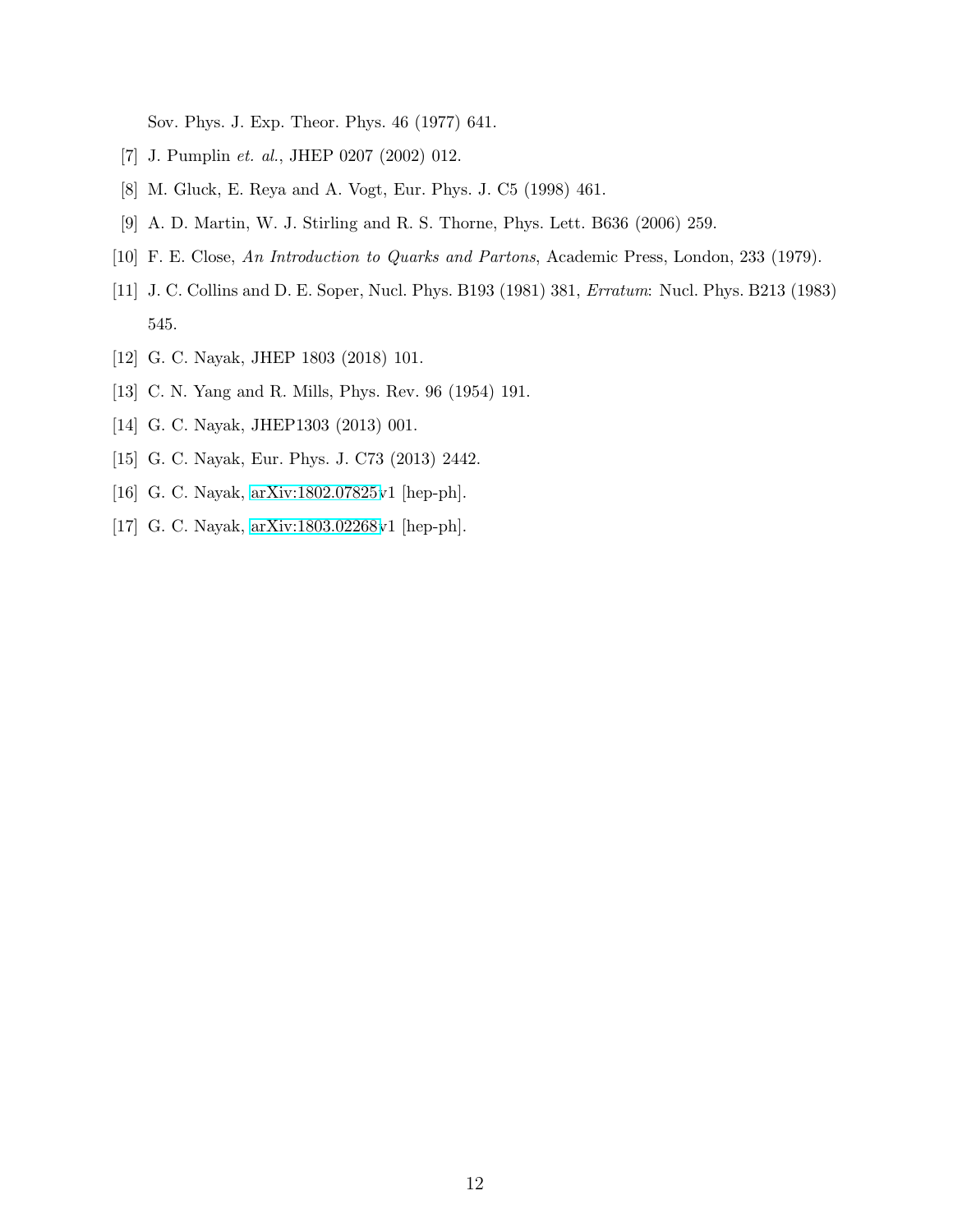Sov. Phys. J. Exp. Theor. Phys. 46 (1977) 641.

[7] J. Pumplin *et. al.*, JHEP 0207 (2002) 012.

[8] M. Gluck, E. Reya and A. Vogt, Eur. Phys. J. C5 (1998) 461.

[9] A. D. Martin, W. J. Stirling and R. S. Thorne, Phys. Lett. B636 (2006) 259.

[10] F. E. Close, *An Introduction to Quarks and Partons*, Academic Press, London, 233 (1979).

[11] J. C. Collins and D. E. Soper, Nucl. Phys. B193 (1981) 381, *Erratum*: Nucl. Phys. B213 (1983) 545.

[12] G. C. Nayak, JHEP 1803 (2018) 101.

[13] C. N. Yang and R. Mills, Phys. Rev. 96 (1954) 191.

[14] G. C. Nayak, JHEP1303 (2013) 001.

[15] G. C. Nayak, Eur. Phys. J. C73 (2013) 2442.

[16] G. C. Nayak, arXiv:1802.07825v1 [hep-ph].

[17] G. C. Nayak, arXiv:1803.02268v1 [hep-ph].